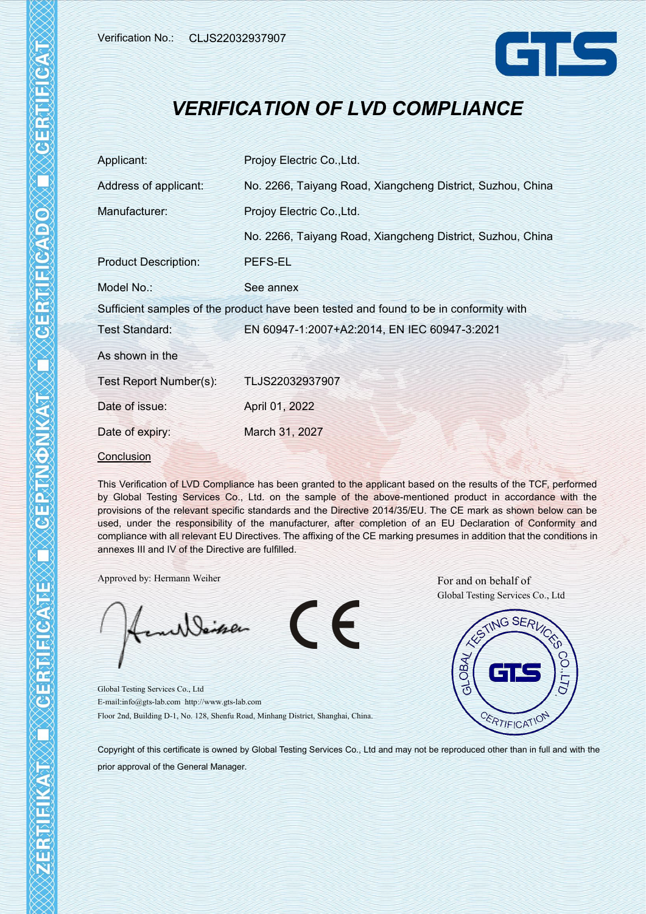Verification No.: CLJS22032937907

GTS

# *VERIFICATION OF LVD COMPLIANCE*

| | |
|---|---|
| Applicant: | Projoy Electric Co.,Ltd. |
| Address of applicant: | No. 2266, Taiyang Road, Xiangcheng District, Suzhou, China |
| Manufacturer: | Projoy Electric Co.,Ltd. |
| | No. 2266, Taiyang Road, Xiangcheng District, Suzhou, China |
| Product Description: | PEFS-EL |
| Model No.: | See annex |

Sufficient samples of the product have been tested and found to be in conformity with

| | |
|---|---|
| Test Standard: | EN 60947-1:2007+A2:2014, EN IEC 60947-3:2021 |

As shown in the

| | |
|---|---|
| Test Report Number(s): | TLJS22032937907 |
| Date of issue: | April 01, 2022 |
| Date of expiry: | March 31, 2027 |

Conclusion

This Verification of LVD Compliance has been granted to the applicant based on the results of the TCF, performed by Global Testing Services Co., Ltd. on the sample of the above-mentioned product in accordance with the provisions of the relevant specific standards and the Directive 2014/35/EU. The CE mark as shown below can be used, under the responsibility of the manufacturer, after completion of an EU Declaration of Conformity and compliance with all relevant EU Directives. The affixing of the CE marking presumes in addition that the conditions in annexes III and IV of the Directive are fulfilled.

Approved by: Hermann Weiher

For and on behalf of
Global Testing Services Co., Ltd

CE

GLOBAL TESTING SERVICES CO., LTD. GTS CERTIFICATION

Global Testing Services Co., Ltd
E-mail:info@gts-lab.com http://www.gts-lab.com
Floor 2nd, Building D-1, No. 128, Shenfu Road, Minhang District, Shanghai, China.

Copyright of this certificate is owned by Global Testing Services Co., Ltd and may not be reproduced other than in full and with the prior approval of the General Manager.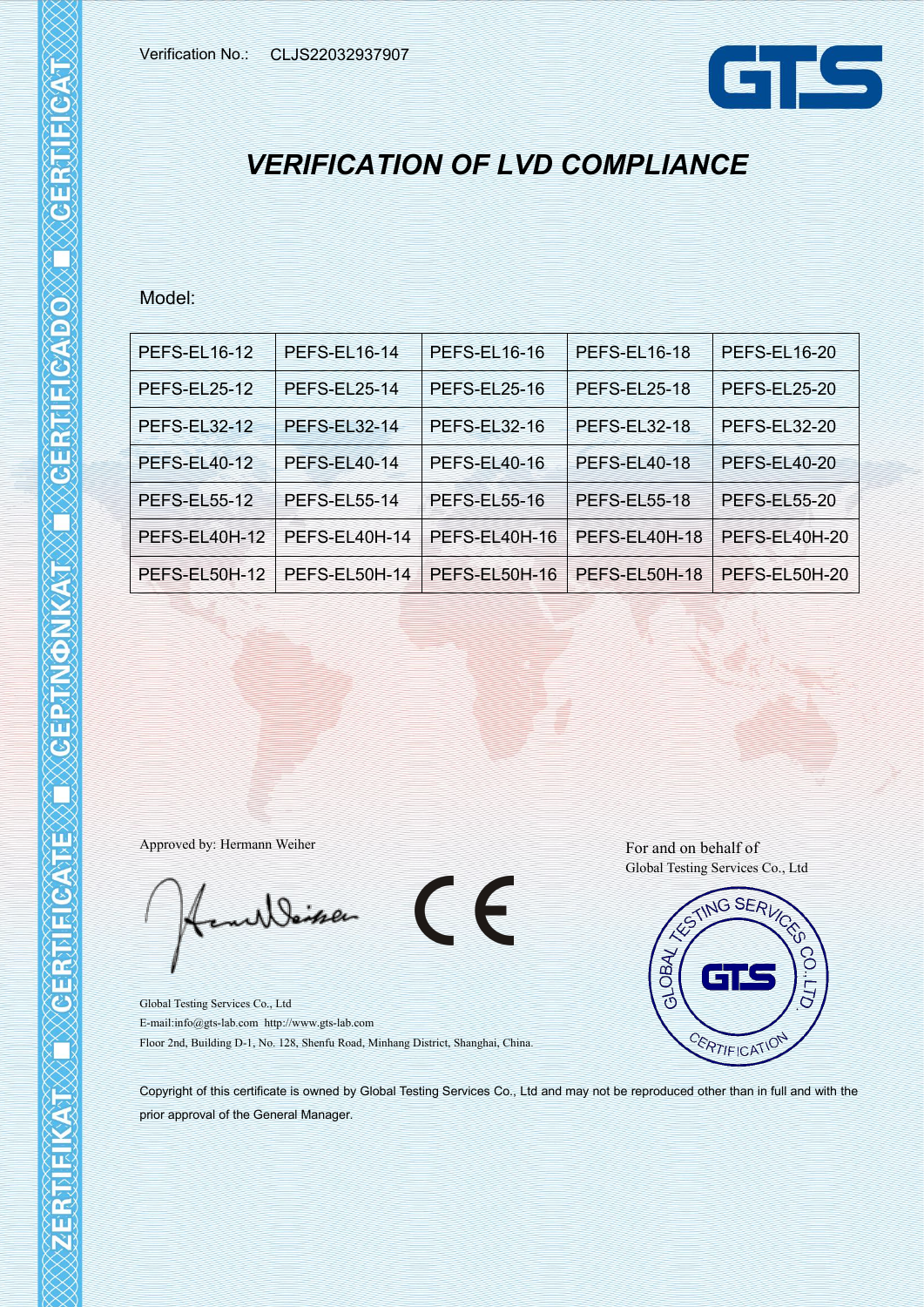Verification No.: CLJS22032937907

# VERIFICATION OF LVD COMPLIANCE

Model:

| | | | | |
|---|---|---|---|---|
| PEFS-EL16-12 | PEFS-EL16-14 | PEFS-EL16-16 | PEFS-EL16-18 | PEFS-EL16-20 |
| PEFS-EL25-12 | PEFS-EL25-14 | PEFS-EL25-16 | PEFS-EL25-18 | PEFS-EL25-20 |
| PEFS-EL32-12 | PEFS-EL32-14 | PEFS-EL32-16 | PEFS-EL32-18 | PEFS-EL32-20 |
| PEFS-EL40-12 | PEFS-EL40-14 | PEFS-EL40-16 | PEFS-EL40-18 | PEFS-EL40-20 |
| PEFS-EL55-12 | PEFS-EL55-14 | PEFS-EL55-16 | PEFS-EL55-18 | PEFS-EL55-20 |
| PEFS-EL40H-12 | PEFS-EL40H-14 | PEFS-EL40H-16 | PEFS-EL40H-18 | PEFS-EL40H-20 |
| PEFS-EL50H-12 | PEFS-EL50H-14 | PEFS-EL50H-16 | PEFS-EL50H-18 | PEFS-EL50H-20 |

Approved by: Hermann Weiher

For and on behalf of
Global Testing Services Co., Ltd

Global Testing Services Co., Ltd
E-mail:info@gts-lab.com http://www.gts-lab.com
Floor 2nd, Building D-1, No. 128, Shenfu Road, Minhang District, Shanghai, China.

Copyright of this certificate is owned by Global Testing Services Co., Ltd and may not be reproduced other than in full and with the prior approval of the General Manager.